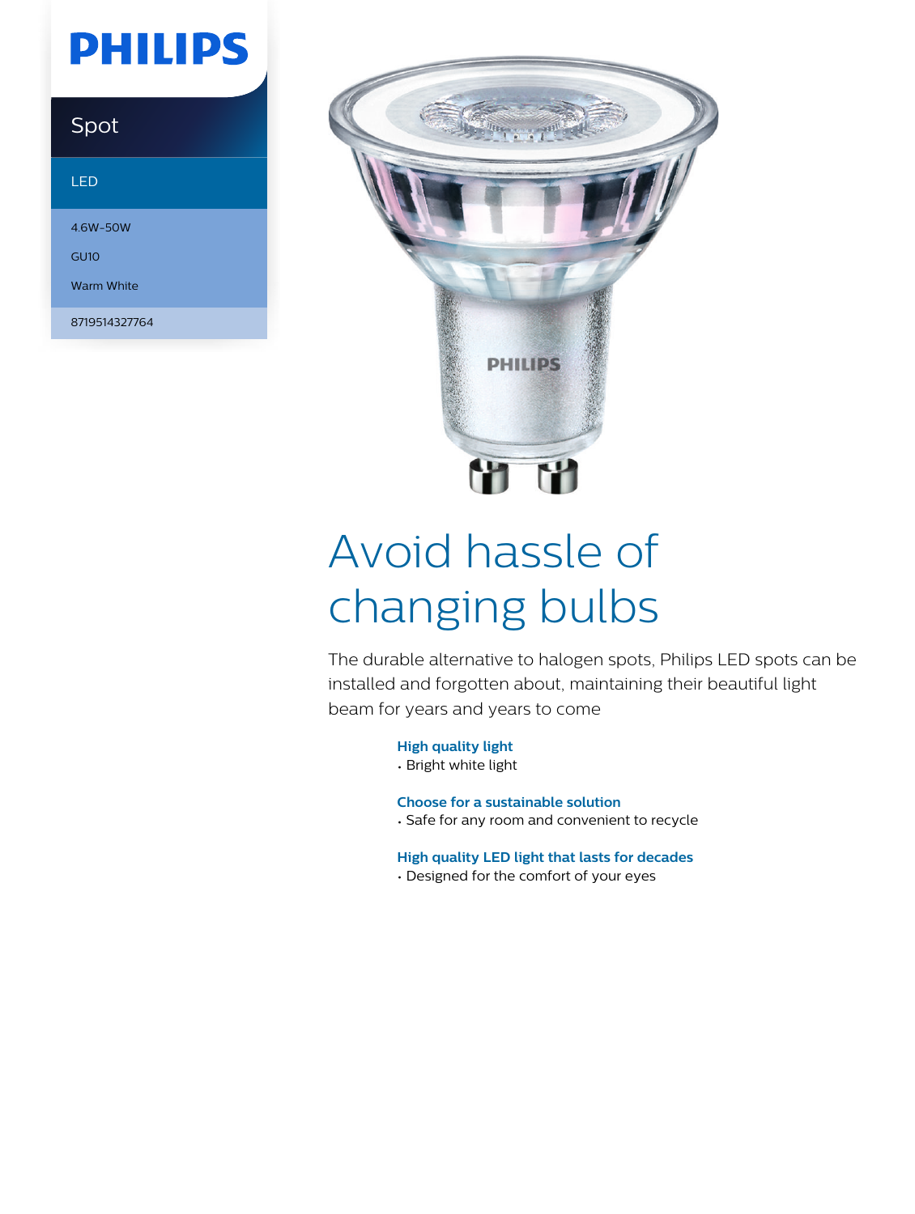PHILIPS

Spot

LED

4.6W-50W

GU10

Warm White

8719514327764

# Avoid hassle of changing bulbs

The durable alternative to halogen spots, Philips LED spots can be installed and forgotten about, maintaining their beautiful light beam for years and years to come

**High quality light**
- Bright white light

**Choose for a sustainable solution**
- Safe for any room and convenient to recycle

**High quality LED light that lasts for decades**
- Designed for the comfort of your eyes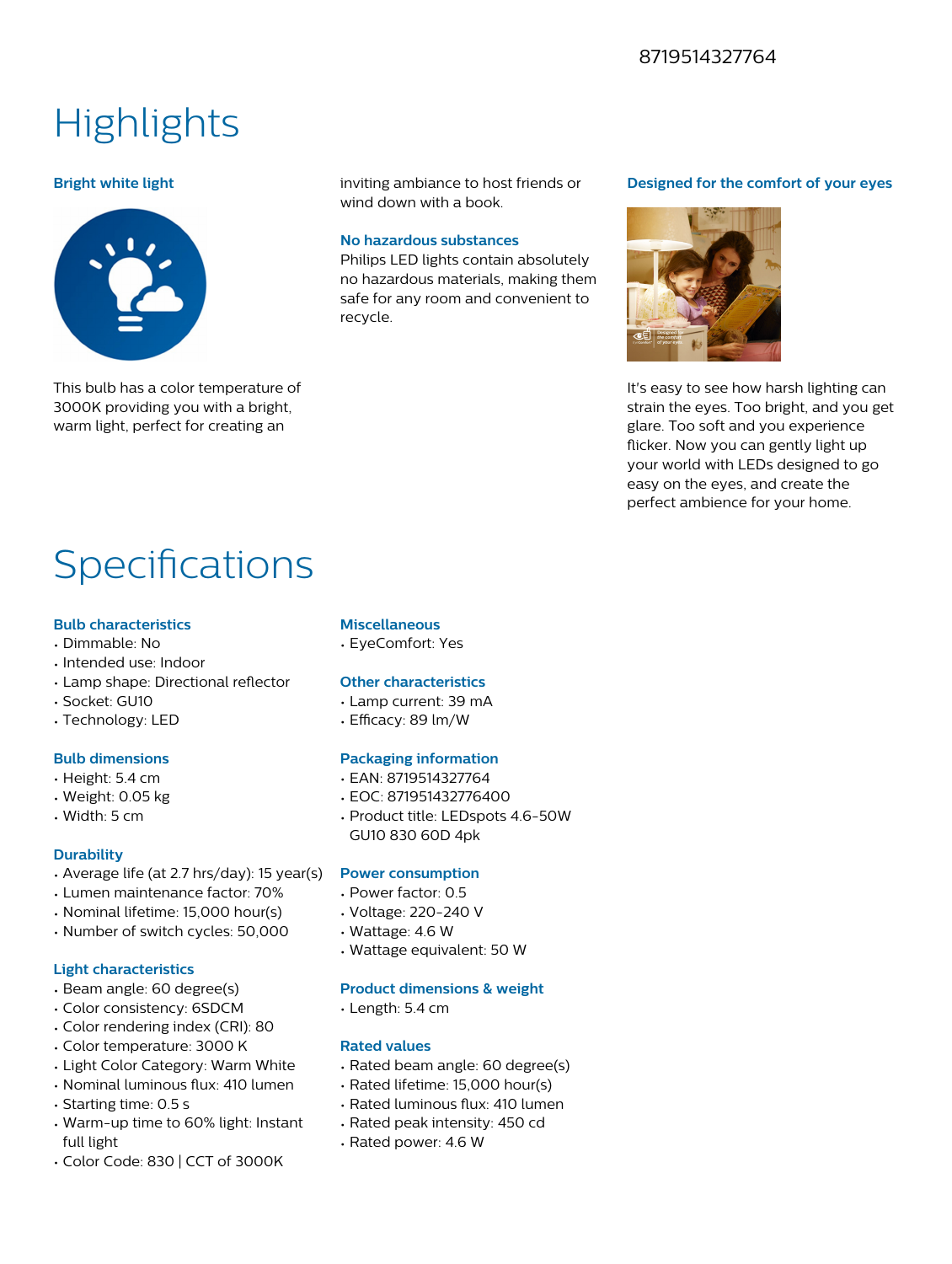# Highlights

### Bright white light

This bulb has a color temperature of 3000K providing you with a bright, warm light, perfect for creating an inviting ambiance to host friends or wind down with a book.

### No hazardous substances

Philips LED lights contain absolutely no hazardous materials, making them safe for any room and convenient to recycle.

### Designed for the comfort of your eyes

It's easy to see how harsh lighting can strain the eyes. Too bright, and you get glare. Too soft and you experience flicker. Now you can gently light up your world with LEDs designed to go easy on the eyes, and create the perfect ambience for your home.

# Specifications

### Bulb characteristics

- Dimmable: No
- Intended use: Indoor
- Lamp shape: Directional reflector
- Socket: GU10
- Technology: LED

### Bulb dimensions

- Height: 5.4 cm
- Weight: 0.05 kg
- Width: 5 cm

### Durability

- Average life (at 2.7 hrs/day): 15 year(s)
- Lumen maintenance factor: 70%
- Nominal lifetime: 15,000 hour(s)
- Number of switch cycles: 50,000

### Light characteristics

- Beam angle: 60 degree(s)
- Color consistency: 6SDCM
- Color rendering index (CRI): 80
- Color temperature: 3000 K
- Light Color Category: Warm White
- Nominal luminous flux: 410 lumen
- Starting time: 0.5 s
- Warm-up time to 60% light: Instant full light
- Color Code: 830 | CCT of 3000K

### Miscellaneous

- EyeComfort: Yes

### Other characteristics

- Lamp current: 39 mA
- Efficacy: 89 lm/W

### Packaging information

- EAN: 8719514327764
- EOC: 871951432776400
- Product title: LEDspots 4.6-50W GU10 830 60D 4pk

### Power consumption

- Power factor: 0.5
- Voltage: 220-240 V
- Wattage: 4.6 W
- Wattage equivalent: 50 W

### Product dimensions & weight

- Length: 5.4 cm

### Rated values

- Rated beam angle: 60 degree(s)
- Rated lifetime: 15,000 hour(s)
- Rated luminous flux: 410 lumen
- Rated peak intensity: 450 cd
- Rated power: 4.6 W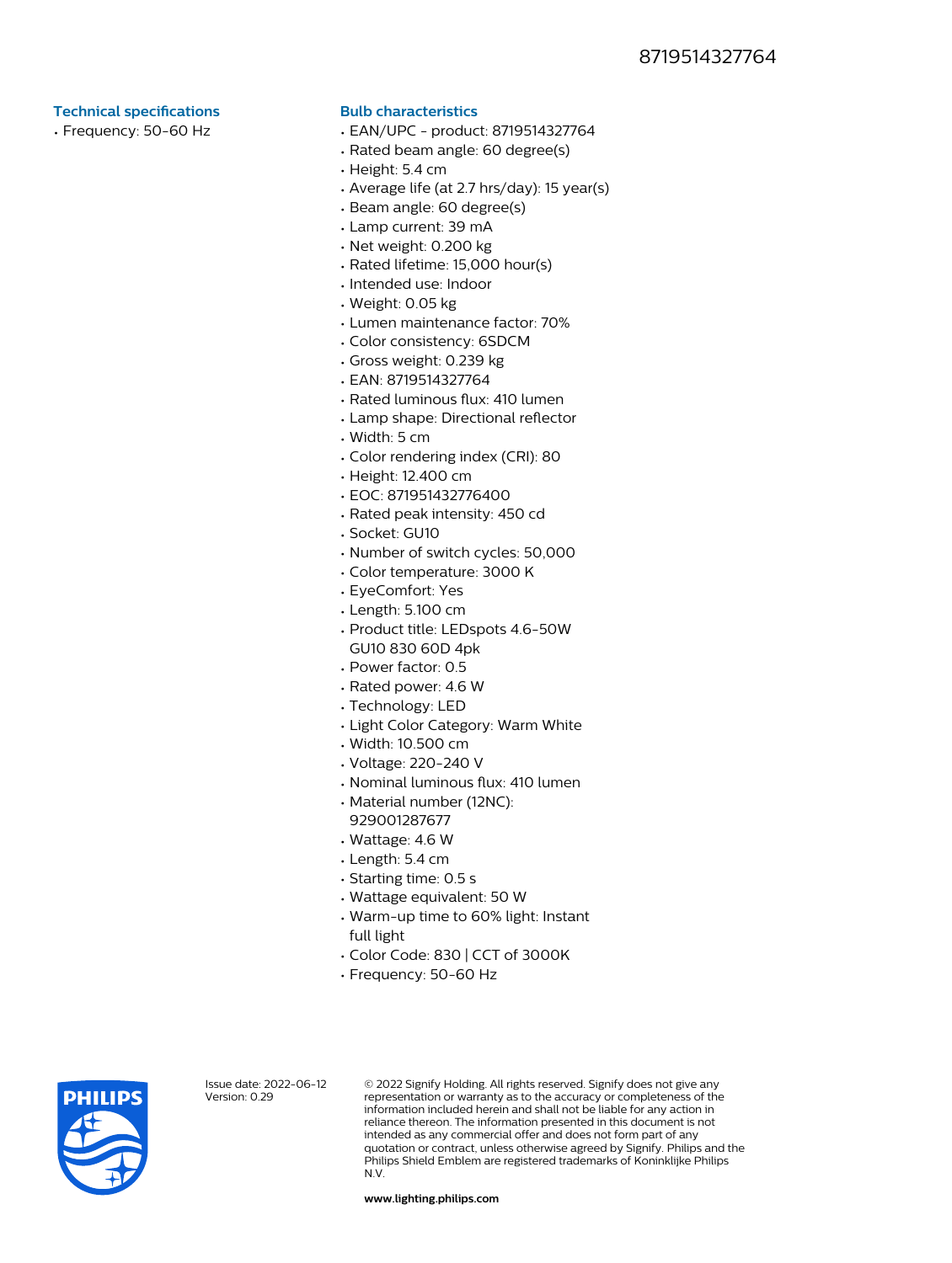8719514327764

## Technical specifications

- Frequency: 50-60 Hz

## Bulb characteristics

- EAN/UPC - product: 8719514327764
- Rated beam angle: 60 degree(s)
- Height: 5.4 cm
- Average life (at 2.7 hrs/day): 15 year(s)
- Beam angle: 60 degree(s)
- Lamp current: 39 mA
- Net weight: 0.200 kg
- Rated lifetime: 15,000 hour(s)
- Intended use: Indoor
- Weight: 0.05 kg
- Lumen maintenance factor: 70%
- Color consistency: 6SDCM
- Gross weight: 0.239 kg
- EAN: 8719514327764
- Rated luminous flux: 410 lumen
- Lamp shape: Directional reflector
- Width: 5 cm
- Color rendering index (CRI): 80
- Height: 12.400 cm
- EOC: 871951432776400
- Rated peak intensity: 450 cd
- Socket: GU10
- Number of switch cycles: 50,000
- Color temperature: 3000 K
- EyeComfort: Yes
- Length: 5.100 cm
- Product title: LEDspots 4.6-50W GU10 830 60D 4pk
- Power factor: 0.5
- Rated power: 4.6 W
- Technology: LED
- Light Color Category: Warm White
- Width: 10.500 cm
- Voltage: 220-240 V
- Nominal luminous flux: 410 lumen
- Material number (12NC): 929001287677
- Wattage: 4.6 W
- Length: 5.4 cm
- Starting time: 0.5 s
- Wattage equivalent: 50 W
- Warm-up time to 60% light: Instant full light
- Color Code: 830 | CCT of 3000K
- Frequency: 50-60 Hz

Issue date: 2022-06-12
Version: 0.29

© 2022 Signify Holding. All rights reserved. Signify does not give any representation or warranty as to the accuracy or completeness of the information included herein and shall not be liable for any action in reliance thereon. The information presented in this document is not intended as any commercial offer and does not form part of any quotation or contract, unless otherwise agreed by Signify. Philips and the Philips Shield Emblem are registered trademarks of Koninklijke Philips N.V.

**www.lighting.philips.com**